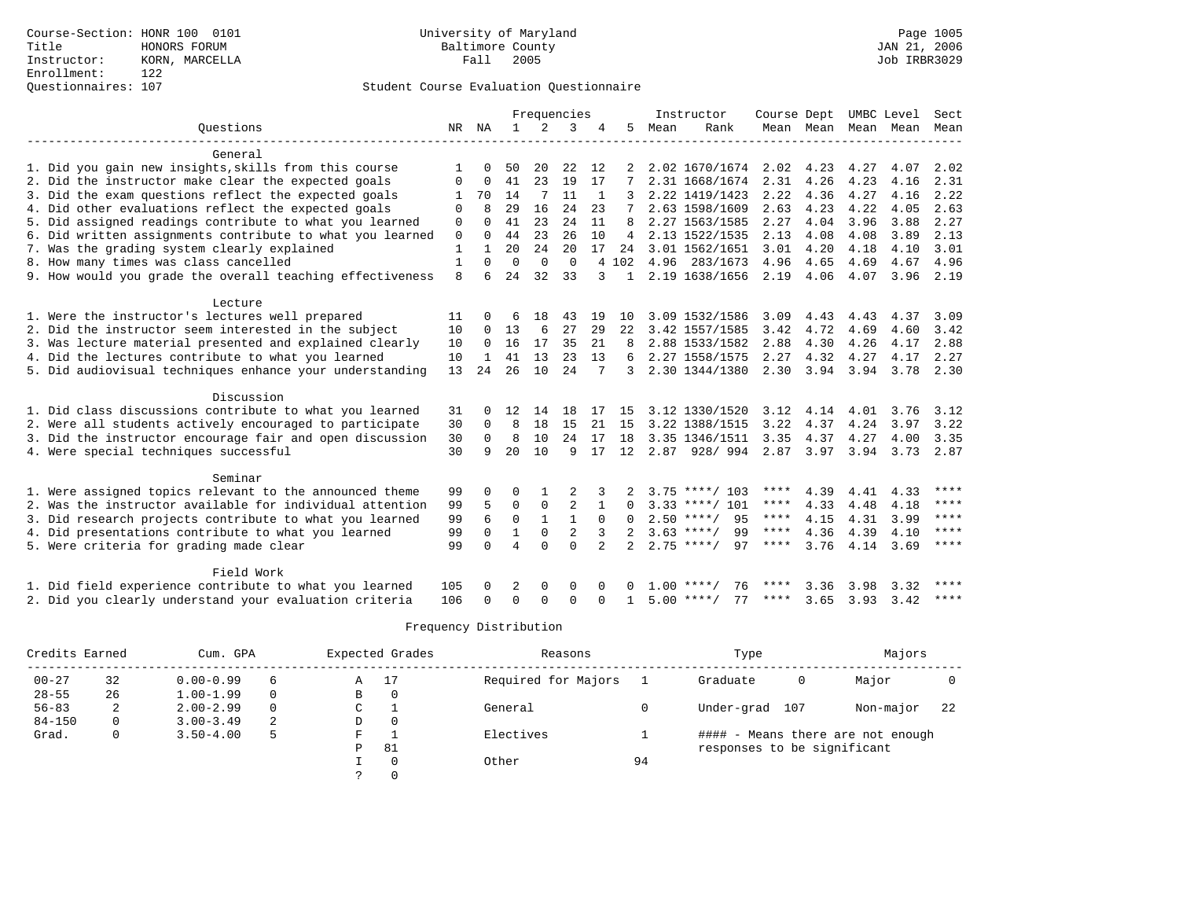Course-Section: HONR 100 0101
Title: HONORS FORUM
Instructor: KORN, MARCELLA
Enrollment: 122
Questionnaires: 107

University of Maryland
Baltimore County
Fall 2005

JAN 21, 2006
Job IRBR3029

## Student Course Evaluation Questionnaire

| Questions | NR | NA | 1 | 2 | 3 | 4 | 5 | Instructor Mean | Instructor Rank | Course Mean | Dept Mean | UMBC Mean | Level Mean | Sect Mean |
|---|---|---|---|---|---|---|---|---|---|---|---|---|---|---|
| **General** | | | | | | | | | | | | | | |
| 1. Did you gain new insights,skills from this course | 1 | 0 | 50 | 20 | 22 | 12 | 2 | 2.02 | 1670/1674 | 2.02 | 4.23 | 4.27 | 4.07 | 2.02 |
| 2. Did the instructor make clear the expected goals | 0 | 0 | 41 | 23 | 19 | 17 | 7 | 2.31 | 1668/1674 | 2.31 | 4.26 | 4.23 | 4.16 | 2.31 |
| 3. Did the exam questions reflect the expected goals | 1 | 70 | 14 | 7 | 11 | 1 | 3 | 2.22 | 1419/1423 | 2.22 | 4.36 | 4.27 | 4.16 | 2.22 |
| 4. Did other evaluations reflect the expected goals | 0 | 8 | 29 | 16 | 24 | 23 | 7 | 2.63 | 1598/1609 | 2.63 | 4.23 | 4.22 | 4.05 | 2.63 |
| 5. Did assigned readings contribute to what you learned | 0 | 0 | 41 | 23 | 24 | 11 | 8 | 2.27 | 1563/1585 | 2.27 | 4.04 | 3.96 | 3.88 | 2.27 |
| 6. Did written assignments contribute to what you learned | 0 | 0 | 44 | 23 | 26 | 10 | 4 | 2.13 | 1522/1535 | 2.13 | 4.08 | 4.08 | 3.89 | 2.13 |
| 7. Was the grading system clearly explained | 1 | 1 | 20 | 24 | 20 | 17 | 24 | 3.01 | 1562/1651 | 3.01 | 4.20 | 4.18 | 4.10 | 3.01 |
| 8. How many times was class cancelled | 1 | 0 | 0 | 0 | 0 | 4 | 102 | 4.96 | 283/1673 | 4.96 | 4.65 | 4.69 | 4.67 | 4.96 |
| 9. How would you grade the overall teaching effectiveness | 8 | 6 | 24 | 32 | 33 | 3 | 1 | 2.19 | 1638/1656 | 2.19 | 4.06 | 4.07 | 3.96 | 2.19 |
| **Lecture** | | | | | | | | | | | | | | |
| 1. Were the instructor's lectures well prepared | 11 | 0 | 6 | 18 | 43 | 19 | 10 | 3.09 | 1532/1586 | 3.09 | 4.43 | 4.43 | 4.37 | 3.09 |
| 2. Did the instructor seem interested in the subject | 10 | 0 | 13 | 6 | 27 | 29 | 22 | 3.42 | 1557/1585 | 3.42 | 4.72 | 4.69 | 4.60 | 3.42 |
| 3. Was lecture material presented and explained clearly | 10 | 0 | 16 | 17 | 35 | 21 | 8 | 2.88 | 1533/1582 | 2.88 | 4.30 | 4.26 | 4.17 | 2.88 |
| 4. Did the lectures contribute to what you learned | 10 | 1 | 41 | 13 | 23 | 13 | 6 | 2.27 | 1558/1575 | 2.27 | 4.32 | 4.27 | 4.17 | 2.27 |
| 5. Did audiovisual techniques enhance your understanding | 13 | 24 | 26 | 10 | 24 | 7 | 3 | 2.30 | 1344/1380 | 2.30 | 3.94 | 3.94 | 3.78 | 2.30 |
| **Discussion** | | | | | | | | | | | | | | |
| 1. Did class discussions contribute to what you learned | 31 | 0 | 12 | 14 | 18 | 17 | 15 | 3.12 | 1330/1520 | 3.12 | 4.14 | 4.01 | 3.76 | 3.12 |
| 2. Were all students actively encouraged to participate | 30 | 0 | 8 | 18 | 15 | 21 | 15 | 3.22 | 1388/1515 | 3.22 | 4.37 | 4.24 | 3.97 | 3.22 |
| 3. Did the instructor encourage fair and open discussion | 30 | 0 | 8 | 10 | 24 | 17 | 18 | 3.35 | 1346/1511 | 3.35 | 4.37 | 4.27 | 4.00 | 3.35 |
| 4. Were special techniques successful | 30 | 9 | 20 | 10 | 9 | 17 | 12 | 2.87 | 928/ 994 | 2.87 | 3.97 | 3.94 | 3.73 | 2.87 |
| **Seminar** | | | | | | | | | | | | | | |
| 1. Were assigned topics relevant to the announced theme | 99 | 0 | 0 | 1 | 2 | 3 | 2 | 3.75 | ****/ 103 | **** | 4.39 | 4.41 | 4.33 | **** |
| 2. Was the instructor available for individual attention | 99 | 5 | 0 | 0 | 2 | 1 | 0 | 3.33 | ****/ 101 | **** | 4.33 | 4.48 | 4.18 | **** |
| 3. Did research projects contribute to what you learned | 99 | 6 | 0 | 1 | 1 | 0 | 0 | 2.50 | ****/ 95 | **** | 4.15 | 4.31 | 3.99 | **** |
| 4. Did presentations contribute to what you learned | 99 | 0 | 1 | 0 | 2 | 3 | 2 | 3.63 | ****/ 99 | **** | 4.36 | 4.39 | 4.10 | **** |
| 5. Were criteria for grading made clear | 99 | 0 | 4 | 0 | 0 | 2 | 2 | 2.75 | ****/ 97 | **** | 3.76 | 4.14 | 3.69 | **** |
| **Field Work** | | | | | | | | | | | | | | |
| 1. Did field experience contribute to what you learned | 105 | 0 | 2 | 0 | 0 | 0 | 0 | 1.00 | ****/ 76 | **** | 3.36 | 3.98 | 3.32 | **** |
| 2. Did you clearly understand your evaluation criteria | 106 | 0 | 0 | 0 | 0 | 0 | 1 | 5.00 | ****/ 77 | **** | 3.65 | 3.93 | 3.42 | **** |

## Frequency Distribution

| Credits Earned | | Cum. GPA | | Expected Grades | | Reasons | | Type | | Majors | |
|---|---|---|---|---|---|---|---|---|---|---|---|
| 00-27 | 32 | 0.00-0.99 | 6 | A | 17 | Required for Majors | 1 | Graduate | 0 | Major | 0 |
| 28-55 | 26 | 1.00-1.99 | 0 | B | 0 | | | | | | |
| 56-83 | 2 | 2.00-2.99 | 0 | C | 1 | General | 0 | Under-grad | 107 | Non-major | 22 |
| 84-150 | 0 | 3.00-3.49 | 2 | D | 0 | | | | | | |
| Grad. | 0 | 3.50-4.00 | 5 | F | 1 | Electives | 1 | | | | |
| | | | | P | 81 | | | | | | |
| | | | | I | 0 | Other | 94 | | | | |
| | | | | ? | 0 | | | | | | |

#### - Means there are not enough responses to be significant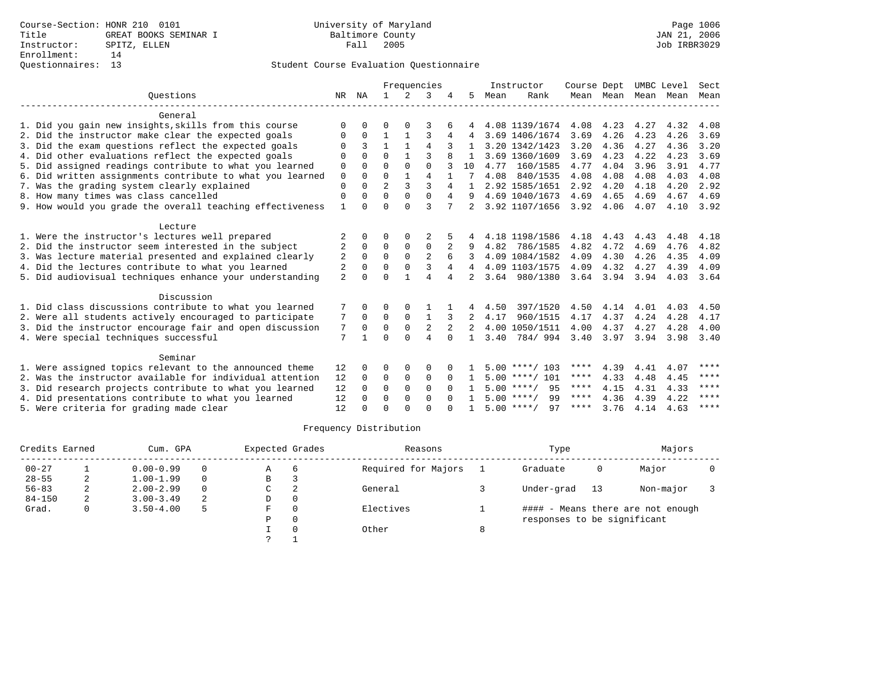Course-Section: HONR 210 0101
Title: GREAT BOOKS SEMINAR I
Instructor: SPITZ, ELLEN
Enrollment: 14
Questionnaires: 13

University of Maryland
Baltimore County
Fall 2005

JAN 21, 2006
Job IRBR3029

## Student Course Evaluation Questionnaire

| Questions | NR | NA | 1 | 2 | 3 | 4 | 5 | Instructor Mean | Instructor Rank | Course Mean | Dept Mean | UMBC Mean | Level Mean | Sect Mean |
|---|---|---|---|---|---|---|---|---|---|---|---|---|---|---|
| **General** | | | | | | | | | | | | | | |
| 1. Did you gain new insights,skills from this course | 0 | 0 | 0 | 0 | 3 | 6 | 4 | 4.08 | 1139/1674 | 4.08 | 4.23 | 4.27 | 4.32 | 4.08 |
| 2. Did the instructor make clear the expected goals | 0 | 0 | 1 | 1 | 3 | 4 | 4 | 3.69 | 1406/1674 | 3.69 | 4.26 | 4.23 | 4.26 | 3.69 |
| 3. Did the exam questions reflect the expected goals | 0 | 3 | 1 | 1 | 4 | 3 | 1 | 3.20 | 1342/1423 | 3.20 | 4.36 | 4.27 | 4.36 | 3.20 |
| 4. Did other evaluations reflect the expected goals | 0 | 0 | 0 | 1 | 3 | 8 | 1 | 3.69 | 1360/1609 | 3.69 | 4.23 | 4.22 | 4.23 | 3.69 |
| 5. Did assigned readings contribute to what you learned | 0 | 0 | 0 | 0 | 0 | 3 | 10 | 4.77 | 160/1585 | 4.77 | 4.04 | 3.96 | 3.91 | 4.77 |
| 6. Did written assignments contribute to what you learned | 0 | 0 | 0 | 1 | 4 | 1 | 7 | 4.08 | 840/1535 | 4.08 | 4.08 | 4.08 | 4.03 | 4.08 |
| 7. Was the grading system clearly explained | 0 | 0 | 2 | 3 | 3 | 4 | 1 | 2.92 | 1585/1651 | 2.92 | 4.20 | 4.18 | 4.20 | 2.92 |
| 8. How many times was class cancelled | 0 | 0 | 0 | 0 | 0 | 4 | 9 | 4.69 | 1040/1673 | 4.69 | 4.65 | 4.69 | 4.67 | 4.69 |
| 9. How would you grade the overall teaching effectiveness | 1 | 0 | 0 | 0 | 3 | 7 | 2 | 3.92 | 1107/1656 | 3.92 | 4.06 | 4.07 | 4.10 | 3.92 |
| **Lecture** | | | | | | | | | | | | | | |
| 1. Were the instructor's lectures well prepared | 2 | 0 | 0 | 0 | 2 | 5 | 4 | 4.18 | 1198/1586 | 4.18 | 4.43 | 4.43 | 4.48 | 4.18 |
| 2. Did the instructor seem interested in the subject | 2 | 0 | 0 | 0 | 0 | 2 | 9 | 4.82 | 786/1585 | 4.82 | 4.72 | 4.69 | 4.76 | 4.82 |
| 3. Was lecture material presented and explained clearly | 2 | 0 | 0 | 0 | 2 | 6 | 3 | 4.09 | 1084/1582 | 4.09 | 4.30 | 4.26 | 4.35 | 4.09 |
| 4. Did the lectures contribute to what you learned | 2 | 0 | 0 | 0 | 3 | 4 | 4 | 4.09 | 1103/1575 | 4.09 | 4.32 | 4.27 | 4.39 | 4.09 |
| 5. Did audiovisual techniques enhance your understanding | 2 | 0 | 0 | 1 | 4 | 4 | 2 | 3.64 | 980/1380 | 3.64 | 3.94 | 3.94 | 4.03 | 3.64 |
| **Discussion** | | | | | | | | | | | | | | |
| 1. Did class discussions contribute to what you learned | 7 | 0 | 0 | 0 | 1 | 1 | 4 | 4.50 | 397/1520 | 4.50 | 4.14 | 4.01 | 4.03 | 4.50 |
| 2. Were all students actively encouraged to participate | 7 | 0 | 0 | 0 | 1 | 3 | 2 | 4.17 | 960/1515 | 4.17 | 4.37 | 4.24 | 4.28 | 4.17 |
| 3. Did the instructor encourage fair and open discussion | 7 | 0 | 0 | 0 | 2 | 2 | 2 | 4.00 | 1050/1511 | 4.00 | 4.37 | 4.27 | 4.28 | 4.00 |
| 4. Were special techniques successful | 7 | 1 | 0 | 0 | 4 | 0 | 1 | 3.40 | 784/ 994 | 3.40 | 3.97 | 3.94 | 3.98 | 3.40 |
| **Seminar** | | | | | | | | | | | | | | |
| 1. Were assigned topics relevant to the announced theme | 12 | 0 | 0 | 0 | 0 | 0 | 1 | 5.00 | ****/ 103 | **** | 4.39 | 4.41 | 4.07 | **** |
| 2. Was the instructor available for individual attention | 12 | 0 | 0 | 0 | 0 | 0 | 1 | 5.00 | ****/ 101 | **** | 4.33 | 4.48 | 4.45 | **** |
| 3. Did research projects contribute to what you learned | 12 | 0 | 0 | 0 | 0 | 0 | 1 | 5.00 | ****/ 95 | **** | 4.15 | 4.31 | 4.33 | **** |
| 4. Did presentations contribute to what you learned | 12 | 0 | 0 | 0 | 0 | 0 | 1 | 5.00 | ****/ 99 | **** | 4.36 | 4.39 | 4.22 | **** |
| 5. Were criteria for grading made clear | 12 | 0 | 0 | 0 | 0 | 0 | 1 | 5.00 | ****/ 97 | **** | 3.76 | 4.14 | 4.63 | **** |

## Frequency Distribution

| Credits Earned | | Cum. GPA | | Expected Grades | | Reasons | | Type | | Majors | |
|---|---|---|---|---|---|---|---|---|---|---|---|
| 00-27 | 1 | 0.00-0.99 | 0 | A | 6 | Required for Majors | 1 | Graduate | 0 | Major | 0 |
| 28-55 | 2 | 1.00-1.99 | 0 | B | 3 | | | | | | |
| 56-83 | 2 | 2.00-2.99 | 0 | C | 2 | General | 3 | Under-grad | 13 | Non-major | 3 |
| 84-150 | 2 | 3.00-3.49 | 2 | D | 0 | | | | | | |
| Grad. | 0 | 3.50-4.00 | 5 | F | 0 | Electives | 1 | #### - Means there are not enough responses to be significant | | | |
| | | | | P | 0 | | | | | | |
| | | | | I | 0 | Other | 8 | | | | |
| | | | | ? | 1 | | | | | | |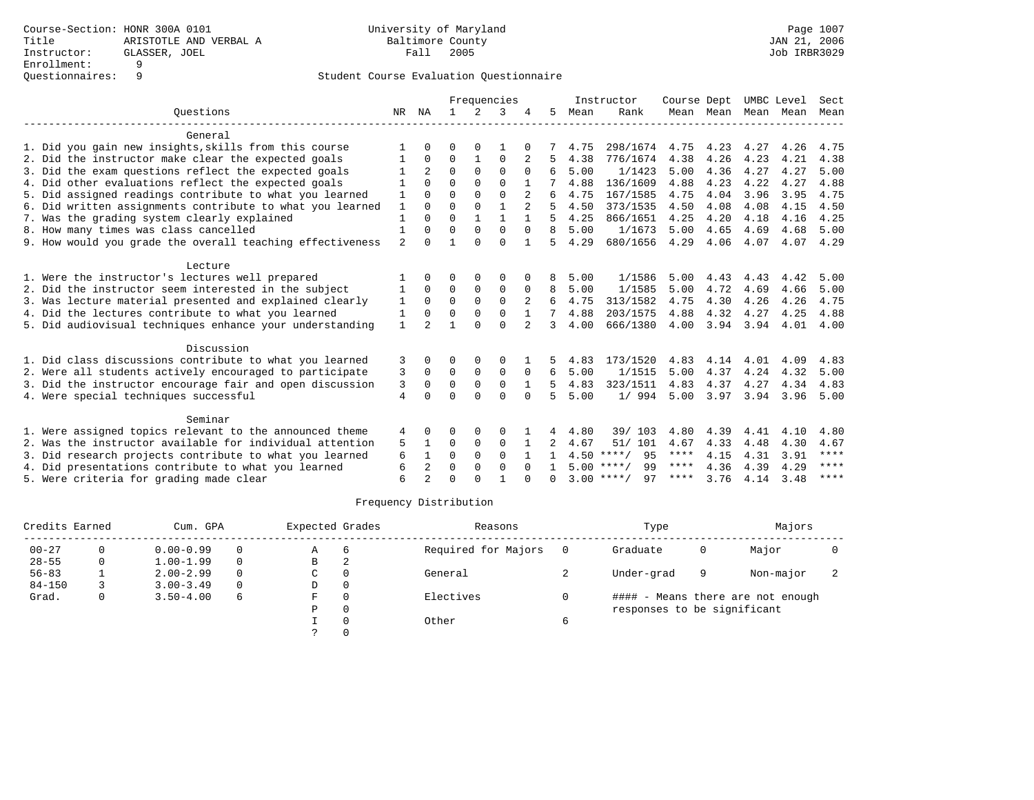Course-Section: HONR 300A 0101
Title: ARISTOTLE AND VERBAL A
Instructor: GLASSER, JOEL
Enrollment: 9
Questionnaires: 9

University of Maryland
Baltimore County
Fall 2005

Page 1007
JAN 21, 2006
Job IRBR3029

## Student Course Evaluation Questionnaire

| Questions | NR | NA | 1 | 2 | 3 | 4 | 5 | Instructor Mean | Instructor Rank | Course Mean | Dept Mean | UMBC Mean | Level Mean | Sect Mean |
|---|---|---|---|---|---|---|---|---|---|---|---|---|---|---|
| **General** | | | | | | | | | | | | | | |
| 1. Did you gain new insights,skills from this course | 1 | 0 | 0 | 0 | 1 | 0 | 7 | 4.75 | 298/1674 | 4.75 | 4.23 | 4.27 | 4.26 | 4.75 |
| 2. Did the instructor make clear the expected goals | 1 | 0 | 0 | 1 | 0 | 2 | 5 | 4.38 | 776/1674 | 4.38 | 4.26 | 4.23 | 4.21 | 4.38 |
| 3. Did the exam questions reflect the expected goals | 1 | 2 | 0 | 0 | 0 | 0 | 6 | 5.00 | 1/1423 | 5.00 | 4.36 | 4.27 | 4.27 | 5.00 |
| 4. Did other evaluations reflect the expected goals | 1 | 0 | 0 | 0 | 0 | 1 | 7 | 4.88 | 136/1609 | 4.88 | 4.23 | 4.22 | 4.27 | 4.88 |
| 5. Did assigned readings contribute to what you learned | 1 | 0 | 0 | 0 | 0 | 2 | 6 | 4.75 | 167/1585 | 4.75 | 4.04 | 3.96 | 3.95 | 4.75 |
| 6. Did written assignments contribute to what you learned | 1 | 0 | 0 | 0 | 1 | 2 | 5 | 4.50 | 373/1535 | 4.50 | 4.08 | 4.08 | 4.15 | 4.50 |
| 7. Was the grading system clearly explained | 1 | 0 | 0 | 1 | 1 | 1 | 5 | 4.25 | 866/1651 | 4.25 | 4.20 | 4.18 | 4.16 | 4.25 |
| 8. How many times was class cancelled | 1 | 0 | 0 | 0 | 0 | 0 | 8 | 5.00 | 1/1673 | 5.00 | 4.65 | 4.69 | 4.68 | 5.00 |
| 9. How would you grade the overall teaching effectiveness | 2 | 0 | 1 | 0 | 0 | 1 | 5 | 4.29 | 680/1656 | 4.29 | 4.06 | 4.07 | 4.07 | 4.29 |
| **Lecture** | | | | | | | | | | | | | | |
| 1. Were the instructor's lectures well prepared | 1 | 0 | 0 | 0 | 0 | 0 | 8 | 5.00 | 1/1586 | 5.00 | 4.43 | 4.43 | 4.42 | 5.00 |
| 2. Did the instructor seem interested in the subject | 1 | 0 | 0 | 0 | 0 | 0 | 8 | 5.00 | 1/1585 | 5.00 | 4.72 | 4.69 | 4.66 | 5.00 |
| 3. Was lecture material presented and explained clearly | 1 | 0 | 0 | 0 | 0 | 2 | 6 | 4.75 | 313/1582 | 4.75 | 4.30 | 4.26 | 4.26 | 4.75 |
| 4. Did the lectures contribute to what you learned | 1 | 0 | 0 | 0 | 0 | 1 | 7 | 4.88 | 203/1575 | 4.88 | 4.32 | 4.27 | 4.25 | 4.88 |
| 5. Did audiovisual techniques enhance your understanding | 1 | 2 | 1 | 0 | 0 | 2 | 3 | 4.00 | 666/1380 | 4.00 | 3.94 | 3.94 | 4.01 | 4.00 |
| **Discussion** | | | | | | | | | | | | | | |
| 1. Did class discussions contribute to what you learned | 3 | 0 | 0 | 0 | 0 | 1 | 5 | 4.83 | 173/1520 | 4.83 | 4.14 | 4.01 | 4.09 | 4.83 |
| 2. Were all students actively encouraged to participate | 3 | 0 | 0 | 0 | 0 | 0 | 6 | 5.00 | 1/1515 | 5.00 | 4.37 | 4.24 | 4.32 | 5.00 |
| 3. Did the instructor encourage fair and open discussion | 3 | 0 | 0 | 0 | 0 | 1 | 5 | 4.83 | 323/1511 | 4.83 | 4.37 | 4.27 | 4.34 | 4.83 |
| 4. Were special techniques successful | 4 | 0 | 0 | 0 | 0 | 0 | 5 | 5.00 | 1/ 994 | 5.00 | 3.97 | 3.94 | 3.96 | 5.00 |
| **Seminar** | | | | | | | | | | | | | | |
| 1. Were assigned topics relevant to the announced theme | 4 | 0 | 0 | 0 | 0 | 1 | 4 | 4.80 | 39/ 103 | 4.80 | 4.39 | 4.41 | 4.10 | 4.80 |
| 2. Was the instructor available for individual attention | 5 | 1 | 0 | 0 | 0 | 1 | 2 | 4.67 | 51/ 101 | 4.67 | 4.33 | 4.48 | 4.30 | 4.67 |
| 3. Did research projects contribute to what you learned | 6 | 1 | 0 | 0 | 0 | 1 | 1 | 4.50 | ****/ 95 | **** | 4.15 | 4.31 | 3.91 | **** |
| 4. Did presentations contribute to what you learned | 6 | 2 | 0 | 0 | 0 | 0 | 1 | 5.00 | ****/ 99 | **** | 4.36 | 4.39 | 4.29 | **** |
| 5. Were criteria for grading made clear | 6 | 2 | 0 | 0 | 1 | 0 | 0 | 3.00 | ****/ 97 | **** | 3.76 | 4.14 | 3.48 | **** |

### Frequency Distribution

| Credits Earned | | Cum. GPA | | Expected Grades | | Reasons | | Type | | Majors | |
|---|---|---|---|---|---|---|---|---|---|---|---|
| 00-27 | 0 | 0.00-0.99 | 0 | A | 6 | Required for Majors | 0 | Graduate | 0 | Major | 0 |
| 28-55 | 0 | 1.00-1.99 | 0 | B | 2 | | | | | | |
| 56-83 | 1 | 2.00-2.99 | 0 | C | 0 | General | 2 | Under-grad | 9 | Non-major | 2 |
| 84-150 | 3 | 3.00-3.49 | 0 | D | 0 | | | | | | |
| Grad. | 0 | 3.50-4.00 | 6 | F | 0 | Electives | 0 | #### - Means there are not enough responses to be significant | | | |
| | | | | P | 0 | | | | | | |
| | | | | I | 0 | Other | 6 | | | | |
| | | | | ? | 0 | | | | | | |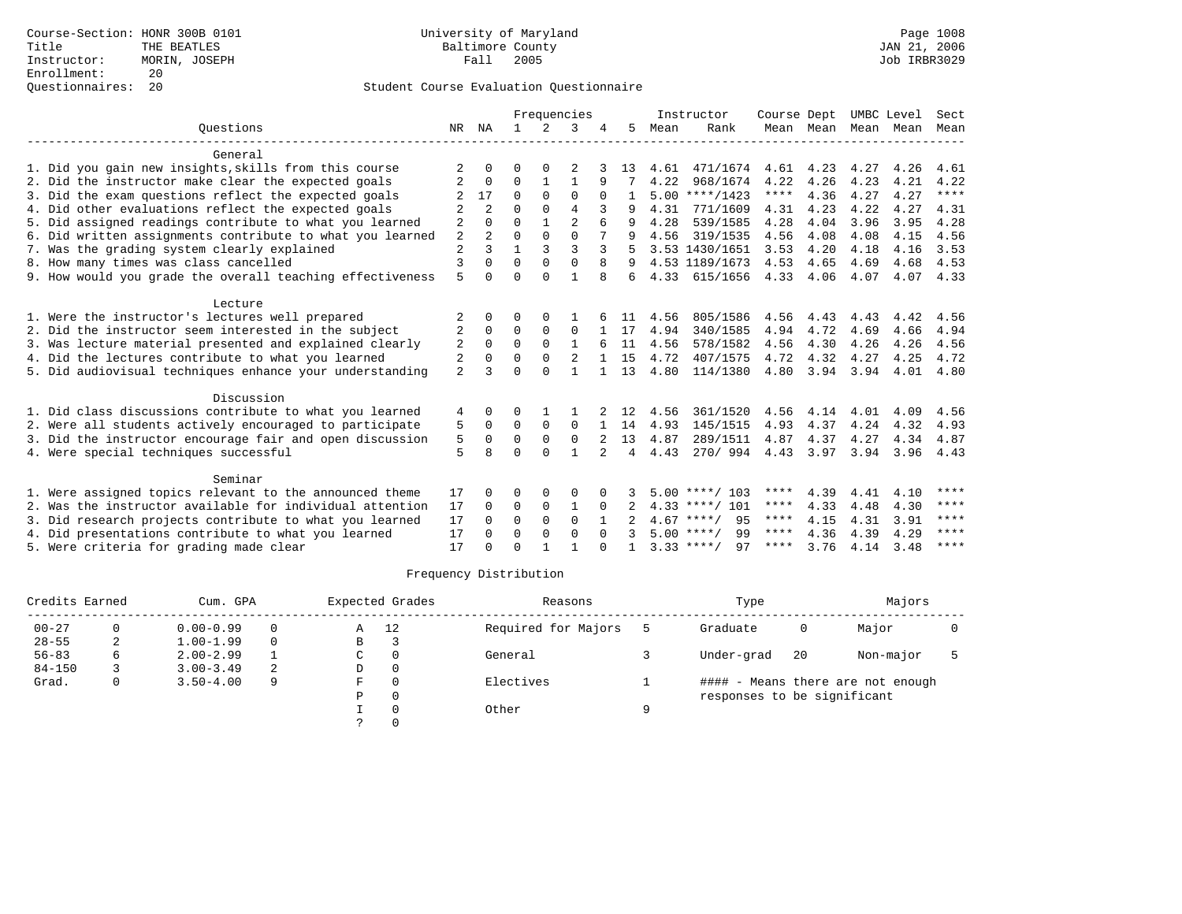Course-Section: HONR 300B 0101
Title: THE BEATLES
Instructor: MORIN, JOSEPH
Enrollment: 20
Questionnaires: 20

University of Maryland
Baltimore County
Fall 2005

Page 1008
JAN 21, 2006
Job IRBR3029

## Student Course Evaluation Questionnaire

| Questions | NR | NA | 1 | 2 | 3 | 4 | 5 | Instructor Mean | Instructor Rank | Course Mean | Dept Mean | UMBC Mean | Level Mean | Sect Mean |
|---|---|---|---|---|---|---|---|---|---|---|---|---|---|---|
| **General** | | | | | | | | | | | | | | |
| 1. Did you gain new insights,skills from this course | 2 | 0 | 0 | 0 | 2 | 3 | 13 | 4.61 | 471/1674 | 4.61 | 4.23 | 4.27 | 4.26 | 4.61 |
| 2. Did the instructor make clear the expected goals | 2 | 0 | 0 | 1 | 1 | 9 | 7 | 4.22 | 968/1674 | 4.22 | 4.26 | 4.23 | 4.21 | 4.22 |
| 3. Did the exam questions reflect the expected goals | 2 | 17 | 0 | 0 | 0 | 0 | 1 | 5.00 | ****/1423 | **** | 4.36 | 4.27 | 4.27 | **** |
| 4. Did other evaluations reflect the expected goals | 2 | 2 | 0 | 0 | 4 | 3 | 9 | 4.31 | 771/1609 | 4.31 | 4.23 | 4.22 | 4.27 | 4.31 |
| 5. Did assigned readings contribute to what you learned | 2 | 0 | 0 | 1 | 2 | 6 | 9 | 4.28 | 539/1585 | 4.28 | 4.04 | 3.96 | 3.95 | 4.28 |
| 6. Did written assignments contribute to what you learned | 2 | 2 | 0 | 0 | 0 | 7 | 9 | 4.56 | 319/1535 | 4.56 | 4.08 | 4.08 | 4.15 | 4.56 |
| 7. Was the grading system clearly explained | 2 | 3 | 1 | 3 | 3 | 3 | 5 | 3.53 | 1430/1651 | 3.53 | 4.20 | 4.18 | 4.16 | 3.53 |
| 8. How many times was class cancelled | 3 | 0 | 0 | 0 | 0 | 8 | 9 | 4.53 | 1189/1673 | 4.53 | 4.65 | 4.69 | 4.68 | 4.53 |
| 9. How would you grade the overall teaching effectiveness | 5 | 0 | 0 | 0 | 1 | 8 | 6 | 4.33 | 615/1656 | 4.33 | 4.06 | 4.07 | 4.07 | 4.33 |
| **Lecture** | | | | | | | | | | | | | | |
| 1. Were the instructor's lectures well prepared | 2 | 0 | 0 | 0 | 1 | 6 | 11 | 4.56 | 805/1586 | 4.56 | 4.43 | 4.43 | 4.42 | 4.56 |
| 2. Did the instructor seem interested in the subject | 2 | 0 | 0 | 0 | 0 | 1 | 17 | 4.94 | 340/1585 | 4.94 | 4.72 | 4.69 | 4.66 | 4.94 |
| 3. Was lecture material presented and explained clearly | 2 | 0 | 0 | 0 | 1 | 6 | 11 | 4.56 | 578/1582 | 4.56 | 4.30 | 4.26 | 4.26 | 4.56 |
| 4. Did the lectures contribute to what you learned | 2 | 0 | 0 | 0 | 2 | 1 | 15 | 4.72 | 407/1575 | 4.72 | 4.32 | 4.27 | 4.25 | 4.72 |
| 5. Did audiovisual techniques enhance your understanding | 2 | 3 | 0 | 0 | 1 | 1 | 13 | 4.80 | 114/1380 | 4.80 | 3.94 | 3.94 | 4.01 | 4.80 |
| **Discussion** | | | | | | | | | | | | | | |
| 1. Did class discussions contribute to what you learned | 4 | 0 | 0 | 1 | 1 | 2 | 12 | 4.56 | 361/1520 | 4.56 | 4.14 | 4.01 | 4.09 | 4.56 |
| 2. Were all students actively encouraged to participate | 5 | 0 | 0 | 0 | 0 | 1 | 14 | 4.93 | 145/1515 | 4.93 | 4.37 | 4.24 | 4.32 | 4.93 |
| 3. Did the instructor encourage fair and open discussion | 5 | 0 | 0 | 0 | 0 | 2 | 13 | 4.87 | 289/1511 | 4.87 | 4.37 | 4.27 | 4.34 | 4.87 |
| 4. Were special techniques successful | 5 | 8 | 0 | 0 | 1 | 2 | 4 | 4.43 | 270/ 994 | 4.43 | 3.97 | 3.94 | 3.96 | 4.43 |
| **Seminar** | | | | | | | | | | | | | | |
| 1. Were assigned topics relevant to the announced theme | 17 | 0 | 0 | 0 | 0 | 0 | 3 | 5.00 | ****/ 103 | **** | 4.39 | 4.41 | 4.10 | **** |
| 2. Was the instructor available for individual attention | 17 | 0 | 0 | 0 | 1 | 0 | 2 | 4.33 | ****/ 101 | **** | 4.33 | 4.48 | 4.30 | **** |
| 3. Did research projects contribute to what you learned | 17 | 0 | 0 | 0 | 0 | 1 | 2 | 4.67 | ****/ 95 | **** | 4.15 | 4.31 | 3.91 | **** |
| 4. Did presentations contribute to what you learned | 17 | 0 | 0 | 0 | 0 | 0 | 3 | 5.00 | ****/ 99 | **** | 4.36 | 4.39 | 4.29 | **** |
| 5. Were criteria for grading made clear | 17 | 0 | 0 | 1 | 1 | 0 | 1 | 3.33 | ****/ 97 | **** | 3.76 | 4.14 | 3.48 | **** |

## Frequency Distribution

| Credits Earned | | Cum. GPA | | Expected Grades | | Reasons | | Type | | Majors | |
|---|---|---|---|---|---|---|---|---|---|---|---|
| 00-27 | 0 | 0.00-0.99 | 0 | A | 12 | Required for Majors | 5 | Graduate | 0 | Major | 0 |
| 28-55 | 2 | 1.00-1.99 | 0 | B | 3 | | | | | | |
| 56-83 | 6 | 2.00-2.99 | 1 | C | 0 | General | 3 | Under-grad | 20 | Non-major | 5 |
| 84-150 | 3 | 3.00-3.49 | 2 | D | 0 | | | | | | |
| Grad. | 0 | 3.50-4.00 | 9 | F | 0 | Electives | 1 | #### - Means there are not enough responses to be significant | | | |
| | | | | P | 0 | | | | | | |
| | | | | I | 0 | Other | 9 | | | | |
| | | | | ? | 0 | | | | | | |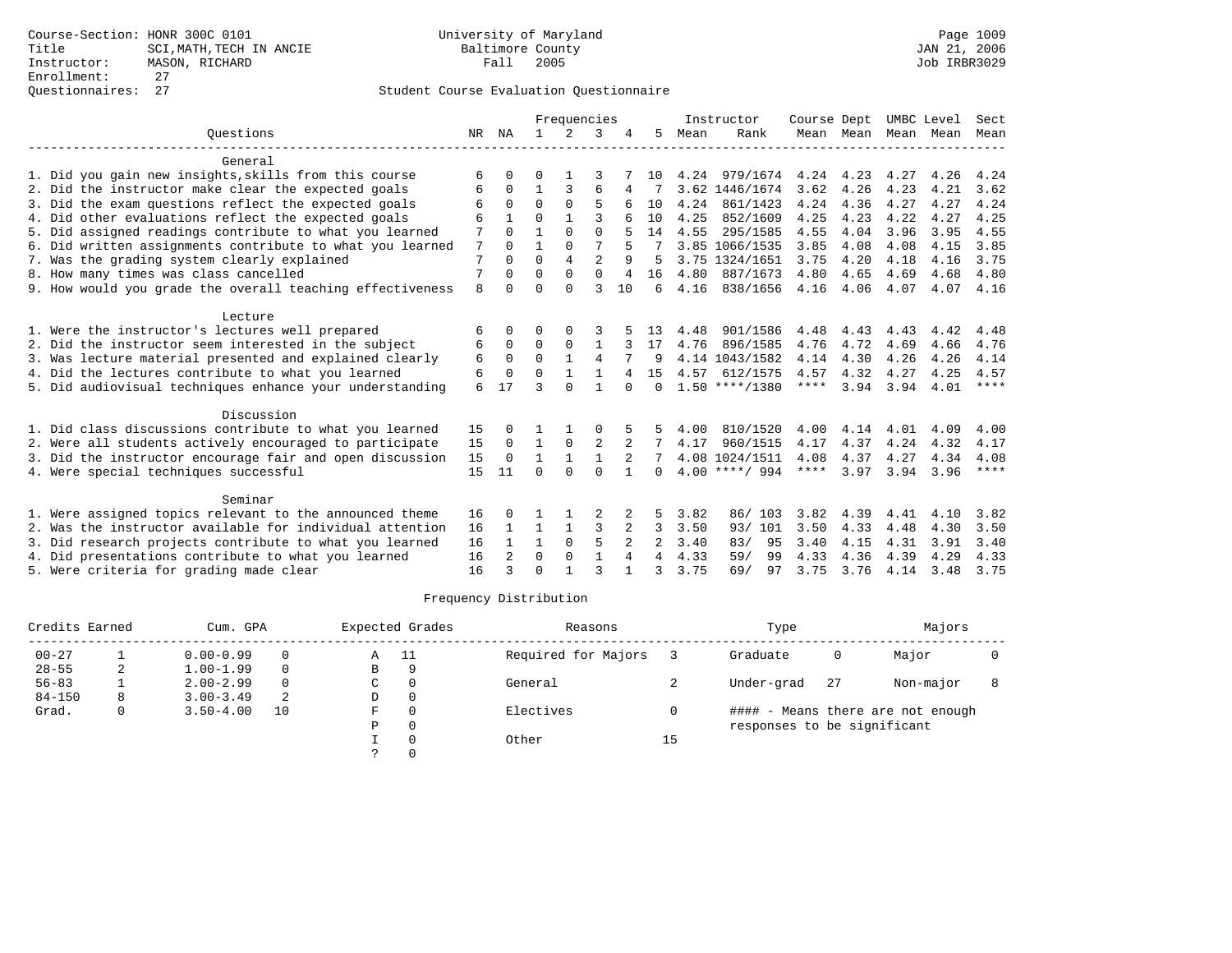Course-Section: HONR 300C 0101
Title: SCI,MATH,TECH IN ANCIE
Instructor: MASON, RICHARD
Enrollment: 27
Questionnaires: 27

University of Maryland
Baltimore County
Fall 2005

Page 1009
JAN 21, 2006
Job IRBR3029

Student Course Evaluation Questionnaire

| Questions | NR | NA | 1 | 2 | 3 | 4 | 5 | Instructor Mean | Instructor Rank | Course Mean | Dept Mean | UMBC Mean | Level Mean | Sect Mean |
|---|---|---|---|---|---|---|---|---|---|---|---|---|---|---|
| **General** | | | | | | | | | | | | | | |
| 1. Did you gain new insights,skills from this course | 6 | 0 | 0 | 1 | 3 | 7 | 10 | 4.24 | 979/1674 | 4.24 | 4.23 | 4.27 | 4.26 | 4.24 |
| 2. Did the instructor make clear the expected goals | 6 | 0 | 1 | 3 | 6 | 4 | 7 | 3.62 | 1446/1674 | 3.62 | 4.26 | 4.23 | 4.21 | 3.62 |
| 3. Did the exam questions reflect the expected goals | 6 | 0 | 0 | 0 | 5 | 6 | 10 | 4.24 | 861/1423 | 4.24 | 4.36 | 4.27 | 4.27 | 4.24 |
| 4. Did other evaluations reflect the expected goals | 6 | 1 | 0 | 1 | 3 | 6 | 10 | 4.25 | 852/1609 | 4.25 | 4.23 | 4.22 | 4.27 | 4.25 |
| 5. Did assigned readings contribute to what you learned | 7 | 0 | 1 | 0 | 0 | 5 | 14 | 4.55 | 295/1585 | 4.55 | 4.04 | 3.96 | 3.95 | 4.55 |
| 6. Did written assignments contribute to what you learned | 7 | 0 | 1 | 0 | 7 | 5 | 7 | 3.85 | 1066/1535 | 3.85 | 4.08 | 4.08 | 4.15 | 3.85 |
| 7. Was the grading system clearly explained | 7 | 0 | 0 | 4 | 2 | 9 | 5 | 3.75 | 1324/1651 | 3.75 | 4.20 | 4.18 | 4.16 | 3.75 |
| 8. How many times was class cancelled | 7 | 0 | 0 | 0 | 0 | 4 | 16 | 4.80 | 887/1673 | 4.80 | 4.65 | 4.69 | 4.68 | 4.80 |
| 9. How would you grade the overall teaching effectiveness | 8 | 0 | 0 | 0 | 3 | 10 | 6 | 4.16 | 838/1656 | 4.16 | 4.06 | 4.07 | 4.07 | 4.16 |
| **Lecture** | | | | | | | | | | | | | | |
| 1. Were the instructor's lectures well prepared | 6 | 0 | 0 | 0 | 3 | 5 | 13 | 4.48 | 901/1586 | 4.48 | 4.43 | 4.43 | 4.42 | 4.48 |
| 2. Did the instructor seem interested in the subject | 6 | 0 | 0 | 0 | 1 | 3 | 17 | 4.76 | 896/1585 | 4.76 | 4.72 | 4.69 | 4.66 | 4.76 |
| 3. Was lecture material presented and explained clearly | 6 | 0 | 0 | 1 | 4 | 7 | 9 | 4.14 | 1043/1582 | 4.14 | 4.30 | 4.26 | 4.26 | 4.14 |
| 4. Did the lectures contribute to what you learned | 6 | 0 | 0 | 1 | 1 | 4 | 15 | 4.57 | 612/1575 | 4.57 | 4.32 | 4.27 | 4.25 | 4.57 |
| 5. Did audiovisual techniques enhance your understanding | 6 | 17 | 3 | 0 | 1 | 0 | 0 | 1.50 | ****/1380 | **** | 3.94 | 3.94 | 4.01 | **** |
| **Discussion** | | | | | | | | | | | | | | |
| 1. Did class discussions contribute to what you learned | 15 | 0 | 1 | 1 | 0 | 5 | 5 | 4.00 | 810/1520 | 4.00 | 4.14 | 4.01 | 4.09 | 4.00 |
| 2. Were all students actively encouraged to participate | 15 | 0 | 1 | 0 | 2 | 2 | 7 | 4.17 | 960/1515 | 4.17 | 4.37 | 4.24 | 4.32 | 4.17 |
| 3. Did the instructor encourage fair and open discussion | 15 | 0 | 1 | 1 | 1 | 2 | 7 | 4.08 | 1024/1511 | 4.08 | 4.37 | 4.27 | 4.34 | 4.08 |
| 4. Were special techniques successful | 15 | 11 | 0 | 0 | 0 | 1 | 0 | 4.00 | ****/ 994 | **** | 3.97 | 3.94 | 3.96 | **** |
| **Seminar** | | | | | | | | | | | | | | |
| 1. Were assigned topics relevant to the announced theme | 16 | 0 | 1 | 1 | 2 | 2 | 5 | 3.82 | 86/ 103 | 3.82 | 4.39 | 4.41 | 4.10 | 3.82 |
| 2. Was the instructor available for individual attention | 16 | 1 | 1 | 1 | 3 | 2 | 3 | 3.50 | 93/ 101 | 3.50 | 4.33 | 4.48 | 4.30 | 3.50 |
| 3. Did research projects contribute to what you learned | 16 | 1 | 1 | 0 | 5 | 2 | 2 | 3.40 | 83/ 95 | 3.40 | 4.15 | 4.31 | 3.91 | 3.40 |
| 4. Did presentations contribute to what you learned | 16 | 2 | 0 | 0 | 1 | 4 | 4 | 4.33 | 59/ 99 | 4.33 | 4.36 | 4.39 | 4.29 | 4.33 |
| 5. Were criteria for grading made clear | 16 | 3 | 0 | 1 | 3 | 1 | 3 | 3.75 | 69/ 97 | 3.75 | 3.76 | 4.14 | 3.48 | 3.75 |

Frequency Distribution

| Credits Earned | | Cum. GPA | | Expected Grades | | Reasons | | Type | | Majors | |
|---|---|---|---|---|---|---|---|---|---|---|---|
| 00-27 | 1 | 0.00-0.99 | 0 | A | 11 | Required for Majors | 3 | Graduate | 0 | Major | 0 |
| 28-55 | 2 | 1.00-1.99 | 0 | B | 9 | | | | | | |
| 56-83 | 1 | 2.00-2.99 | 0 | C | 0 | General | 2 | Under-grad | 27 | Non-major | 8 |
| 84-150 | 8 | 3.00-3.49 | 2 | D | 0 | | | | | | |
| Grad. | 0 | 3.50-4.00 | 10 | F | 0 | Electives | 0 | #### - Means there are not enough responses to be significant | | | |
| | | | | P | 0 | | | | | | |
| | | | | I | 0 | Other | 15 | | | | |
| | | | | ? | 0 | | | | | | |